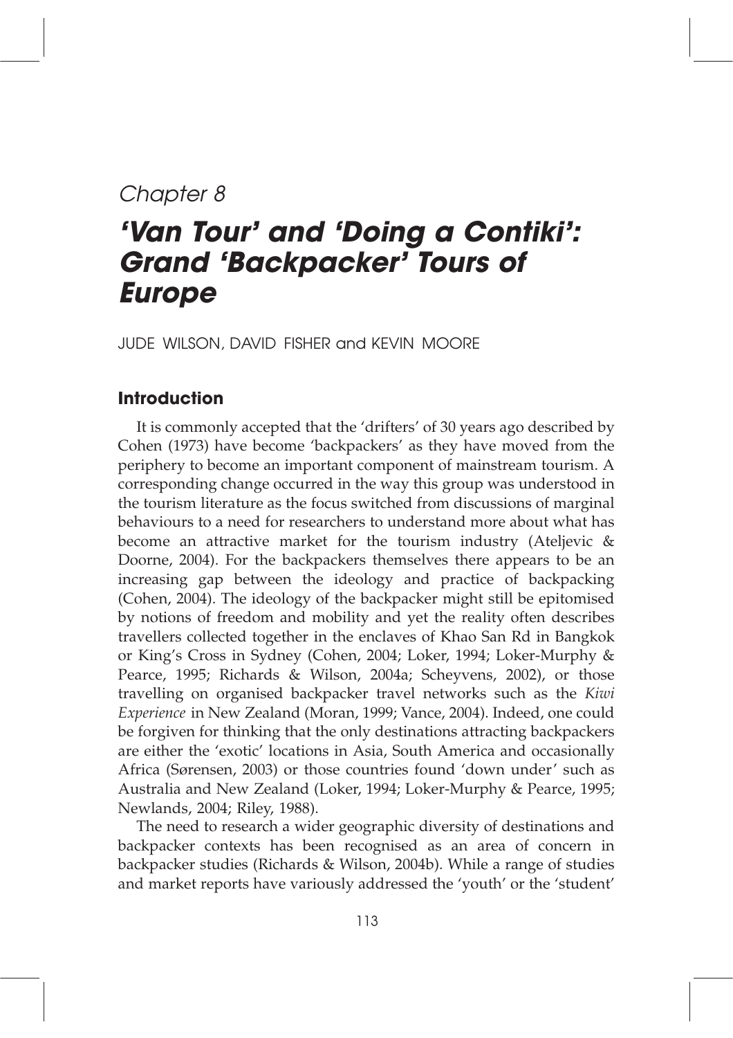*Chapter 8*

# *'Van Tour' and 'Doing a Contiki': Grand 'Backpacker' Tours of Europe*

JUDE WILSON, DAVID FISHER and KEVIN MOORE

## Introduction

It is commonly accepted that the 'drifters' of 30 years ago described by Cohen (1973) have become 'backpackers' as they have moved from the periphery to become an important component of mainstream tourism. A corresponding change occurred in the way this group was understood in the tourism literature as the focus switched from discussions of marginal behaviours to a need for researchers to understand more about what has become an attractive market for the tourism industry (Ateljevic & Doorne, 2004). For the backpackers themselves there appears to be an increasing gap between the ideology and practice of backpacking (Cohen, 2004). The ideology of the backpacker might still be epitomised by notions of freedom and mobility and yet the reality often describes travellers collected together in the enclaves of Khao San Rd in Bangkok or King's Cross in Sydney (Cohen, 2004; Loker, 1994; Loker-Murphy & Pearce, 1995; Richards & Wilson, 2004a; Scheyvens, 2002), or those travelling on organised backpacker travel networks such as the *Kiwi Experience* in New Zealand (Moran, 1999; Vance, 2004). Indeed, one could be forgiven for thinking that the only destinations attracting backpackers are either the 'exotic' locations in Asia, South America and occasionally Africa (Sørensen, 2003) or those countries found 'down under' such as Australia and New Zealand (Loker, 1994; Loker-Murphy & Pearce, 1995; Newlands, 2004; Riley, 1988).

The need to research a wider geographic diversity of destinations and backpacker contexts has been recognised as an area of concern in backpacker studies (Richards & Wilson, 2004b). While a range of studies and market reports have variously addressed the 'youth' or the 'student'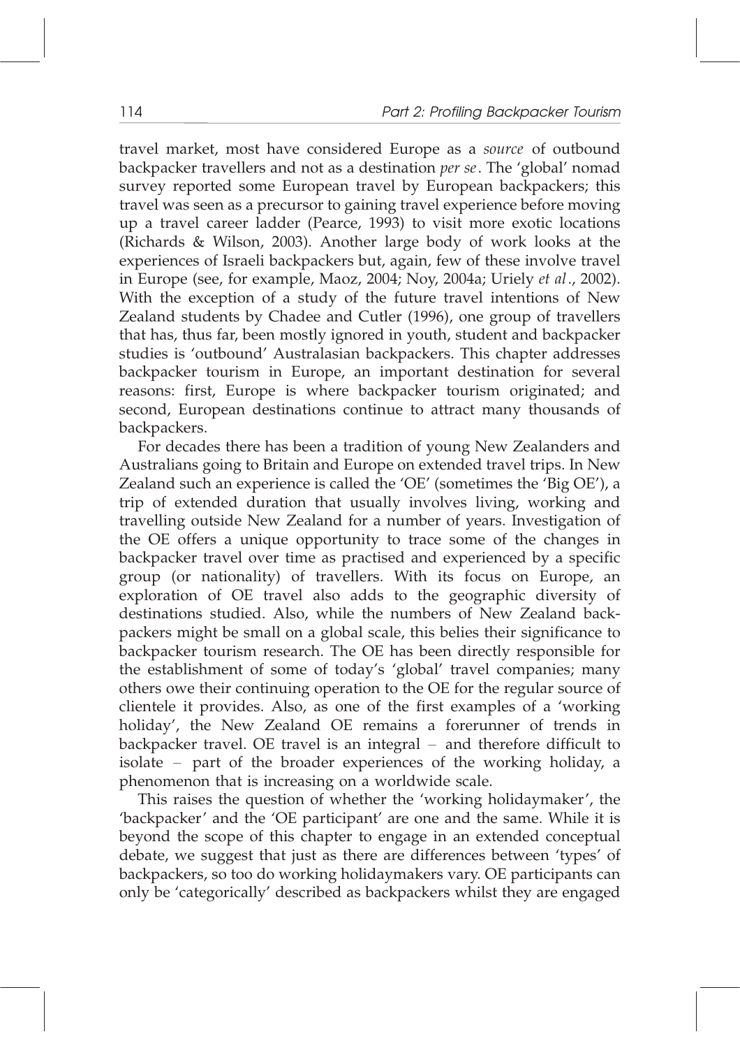travel market, most have considered Europe as a *source* of outbound backpacker travellers and not as a destination *per se*. The 'global' nomad survey reported some European travel by European backpackers; this travel was seen as a precursor to gaining travel experience before moving up a travel career ladder (Pearce, 1993) to visit more exotic locations (Richards & Wilson, 2003). Another large body of work looks at the experiences of Israeli backpackers but, again, few of these involve travel in Europe (see, for example, Maoz, 2004; Noy, 2004a; Uriely *et al*., 2002). With the exception of a study of the future travel intentions of New Zealand students by Chadee and Cutler (1996), one group of travellers that has, thus far, been mostly ignored in youth, student and backpacker studies is 'outbound' Australasian backpackers. This chapter addresses backpacker tourism in Europe, an important destination for several reasons: first, Europe is where backpacker tourism originated; and second, European destinations continue to attract many thousands of backpackers.

For decades there has been a tradition of young New Zealanders and Australians going to Britain and Europe on extended travel trips. In New Zealand such an experience is called the 'OE' (sometimes the 'Big OE'), a trip of extended duration that usually involves living, working and travelling outside New Zealand for a number of years. Investigation of the OE offers a unique opportunity to trace some of the changes in backpacker travel over time as practised and experienced by a specific group (or nationality) of travellers. With its focus on Europe, an exploration of OE travel also adds to the geographic diversity of destinations studied. Also, while the numbers of New Zealand backpackers might be small on a global scale, this belies their significance to backpacker tourism research. The OE has been directly responsible for the establishment of some of today's 'global' travel companies; many others owe their continuing operation to the OE for the regular source of clientele it provides. Also, as one of the first examples of a 'working holiday', the New Zealand OE remains a forerunner of trends in backpacker travel. OE travel is an integral – and therefore difficult to isolate – part of the broader experiences of the working holiday, a phenomenon that is increasing on a worldwide scale.

This raises the question of whether the 'working holidaymaker', the 'backpacker' and the 'OE participant' are one and the same. While it is beyond the scope of this chapter to engage in an extended conceptual debate, we suggest that just as there are differences between 'types' of backpackers, so too do working holidaymakers vary. OE participants can only be 'categorically' described as backpackers whilst they are engaged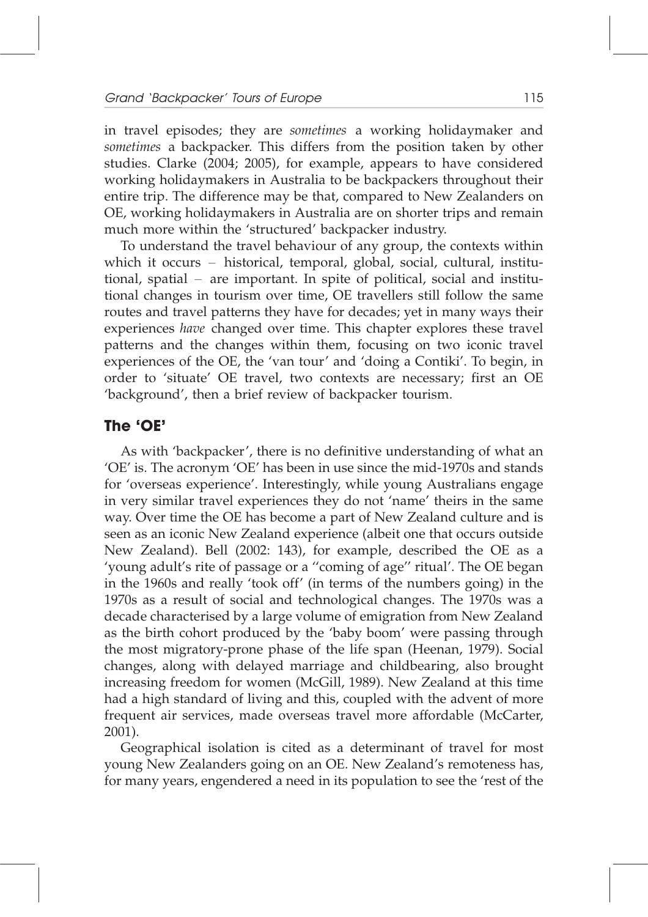in travel episodes; they are *sometimes* a working holidaymaker and *sometimes* a backpacker. This differs from the position taken by other studies. Clarke (2004; 2005), for example, appears to have considered working holidaymakers in Australia to be backpackers throughout their entire trip. The difference may be that, compared to New Zealanders on OE, working holidaymakers in Australia are on shorter trips and remain much more within the 'structured' backpacker industry.

To understand the travel behaviour of any group, the contexts within which it occurs – historical, temporal, global, social, cultural, institutional, spatial – are important. In spite of political, social and institutional changes in tourism over time, OE travellers still follow the same routes and travel patterns they have for decades; yet in many ways their experiences *have* changed over time. This chapter explores these travel patterns and the changes within them, focusing on two iconic travel experiences of the OE, the 'van tour' and 'doing a Contiki'. To begin, in order to 'situate' OE travel, two contexts are necessary; first an OE 'background', then a brief review of backpacker tourism.

## The 'OE'

As with 'backpacker', there is no definitive understanding of what an 'OE' is. The acronym 'OE' has been in use since the mid-1970s and stands for 'overseas experience'. Interestingly, while young Australians engage in very similar travel experiences they do not 'name' theirs in the same way. Over time the OE has become a part of New Zealand culture and is seen as an iconic New Zealand experience (albeit one that occurs outside New Zealand). Bell (2002: 143), for example, described the OE as a 'young adult's rite of passage or a "coming of age" ritual'. The OE began in the 1960s and really 'took off' (in terms of the numbers going) in the 1970s as a result of social and technological changes. The 1970s was a decade characterised by a large volume of emigration from New Zealand as the birth cohort produced by the 'baby boom' were passing through the most migratory-prone phase of the life span (Heenan, 1979). Social changes, along with delayed marriage and childbearing, also brought increasing freedom for women (McGill, 1989). New Zealand at this time had a high standard of living and this, coupled with the advent of more frequent air services, made overseas travel more affordable (McCarter, 2001).

Geographical isolation is cited as a determinant of travel for most young New Zealanders going on an OE. New Zealand's remoteness has, for many years, engendered a need in its population to see the 'rest of the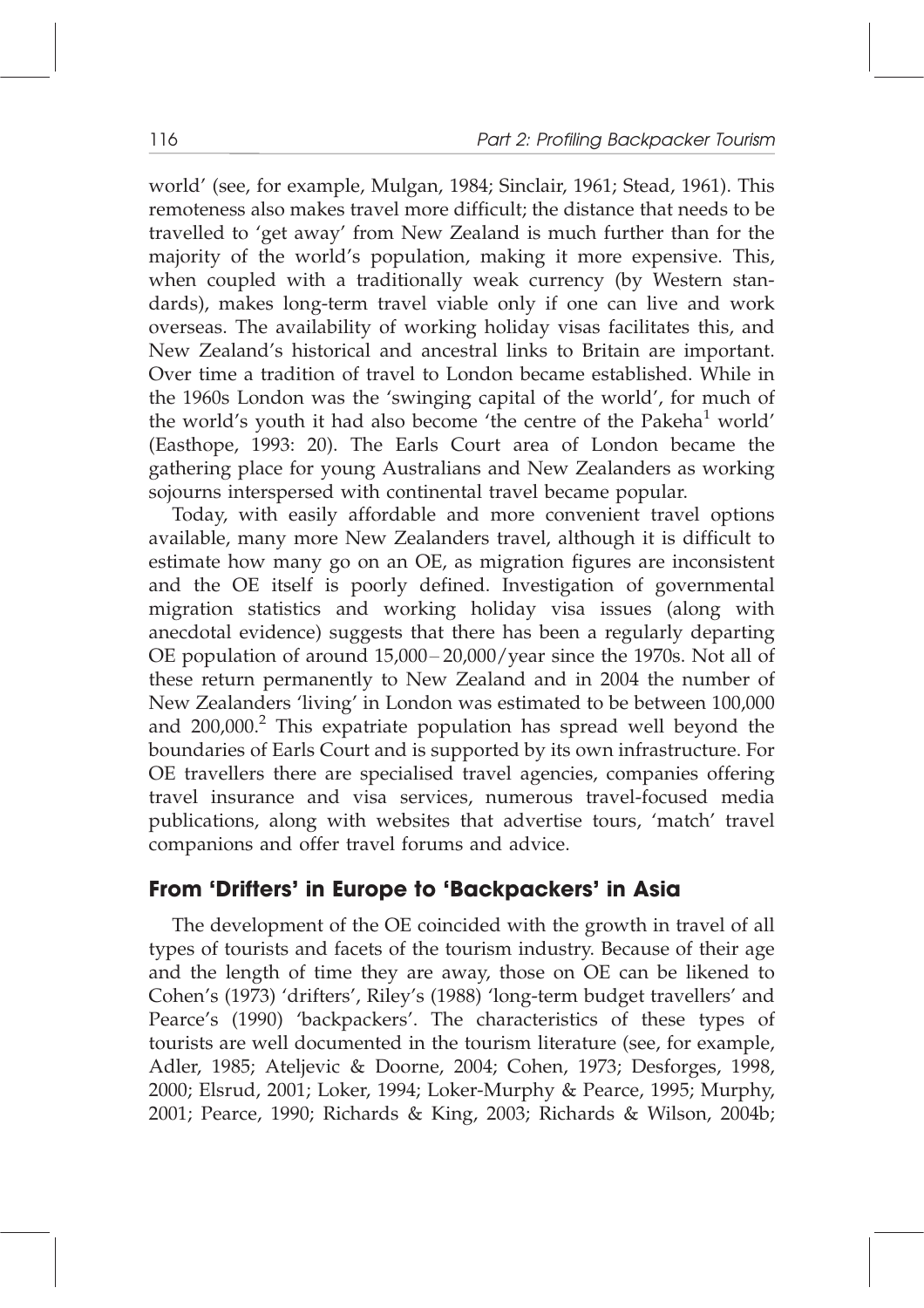world' (see, for example, Mulgan, 1984; Sinclair, 1961; Stead, 1961). This remoteness also makes travel more difficult; the distance that needs to be travelled to 'get away' from New Zealand is much further than for the majority of the world's population, making it more expensive. This, when coupled with a traditionally weak currency (by Western standards), makes long-term travel viable only if one can live and work overseas. The availability of working holiday visas facilitates this, and New Zealand's historical and ancestral links to Britain are important. Over time a tradition of travel to London became established. While in the 1960s London was the 'swinging capital of the world', for much of the world's youth it had also become 'the centre of the Pakeha[1] world' (Easthope, 1993: 20). The Earls Court area of London became the gathering place for young Australians and New Zealanders as working sojourns interspersed with continental travel became popular.

Today, with easily affordable and more convenient travel options available, many more New Zealanders travel, although it is difficult to estimate how many go on an OE, as migration figures are inconsistent and the OE itself is poorly defined. Investigation of governmental migration statistics and working holiday visa issues (along with anecdotal evidence) suggests that there has been a regularly departing OE population of around 15,000–20,000/year since the 1970s. Not all of these return permanently to New Zealand and in 2004 the number of New Zealanders 'living' in London was estimated to be between 100,000 and 200,000.[2] This expatriate population has spread well beyond the boundaries of Earls Court and is supported by its own infrastructure. For OE travellers there are specialised travel agencies, companies offering travel insurance and visa services, numerous travel-focused media publications, along with websites that advertise tours, 'match' travel companions and offer travel forums and advice.

## From 'Drifters' in Europe to 'Backpackers' in Asia

The development of the OE coincided with the growth in travel of all types of tourists and facets of the tourism industry. Because of their age and the length of time they are away, those on OE can be likened to Cohen's (1973) 'drifters', Riley's (1988) 'long-term budget travellers' and Pearce's (1990) 'backpackers'. The characteristics of these types of tourists are well documented in the tourism literature (see, for example, Adler, 1985; Ateljevic & Doorne, 2004; Cohen, 1973; Desforges, 1998, 2000; Elsrud, 2001; Loker, 1994; Loker-Murphy & Pearce, 1995; Murphy, 2001; Pearce, 1990; Richards & King, 2003; Richards & Wilson, 2004b;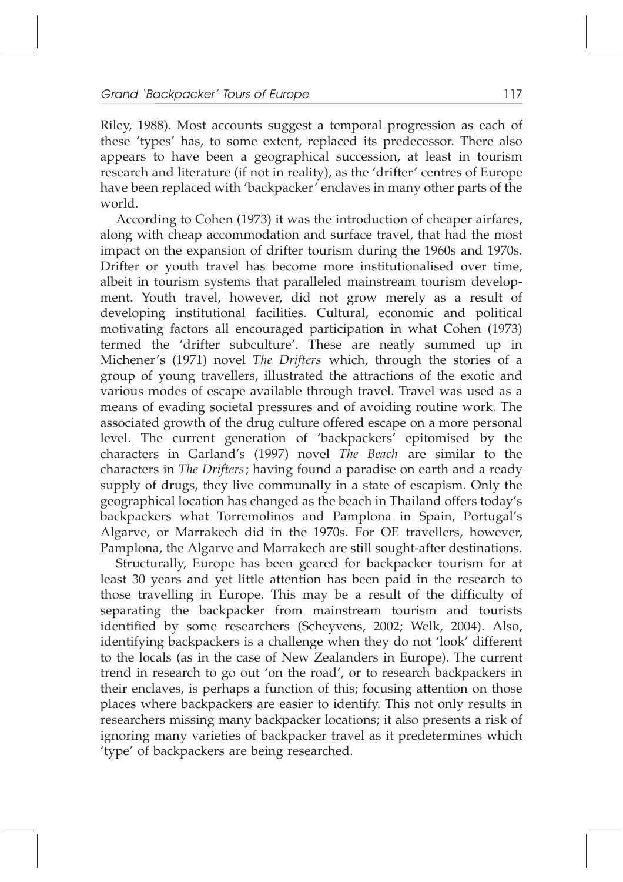Riley, 1988). Most accounts suggest a temporal progression as each of these 'types' has, to some extent, replaced its predecessor. There also appears to have been a geographical succession, at least in tourism research and literature (if not in reality), as the 'drifter' centres of Europe have been replaced with 'backpacker' enclaves in many other parts of the world.

According to Cohen (1973) it was the introduction of cheaper airfares, along with cheap accommodation and surface travel, that had the most impact on the expansion of drifter tourism during the 1960s and 1970s. Drifter or youth travel has become more institutionalised over time, albeit in tourism systems that paralleled mainstream tourism development. Youth travel, however, did not grow merely as a result of developing institutional facilities. Cultural, economic and political motivating factors all encouraged participation in what Cohen (1973) termed the 'drifter subculture'. These are neatly summed up in Michener's (1971) novel *The Drifters* which, through the stories of a group of young travellers, illustrated the attractions of the exotic and various modes of escape available through travel. Travel was used as a means of evading societal pressures and of avoiding routine work. The associated growth of the drug culture offered escape on a more personal level. The current generation of 'backpackers' epitomised by the characters in Garland's (1997) novel *The Beach* are similar to the characters in *The Drifters*; having found a paradise on earth and a ready supply of drugs, they live communally in a state of escapism. Only the geographical location has changed as the beach in Thailand offers today's backpackers what Torremolinos and Pamplona in Spain, Portugal's Algarve, or Marrakech did in the 1970s. For OE travellers, however, Pamplona, the Algarve and Marrakech are still sought-after destinations.

Structurally, Europe has been geared for backpacker tourism for at least 30 years and yet little attention has been paid in the research to those travelling in Europe. This may be a result of the difficulty of separating the backpacker from mainstream tourism and tourists identified by some researchers (Scheyvens, 2002; Welk, 2004). Also, identifying backpackers is a challenge when they do not 'look' different to the locals (as in the case of New Zealanders in Europe). The current trend in research to go out 'on the road', or to research backpackers in their enclaves, is perhaps a function of this; focusing attention on those places where backpackers are easier to identify. This not only results in researchers missing many backpacker locations; it also presents a risk of ignoring many varieties of backpacker travel as it predetermines which 'type' of backpackers are being researched.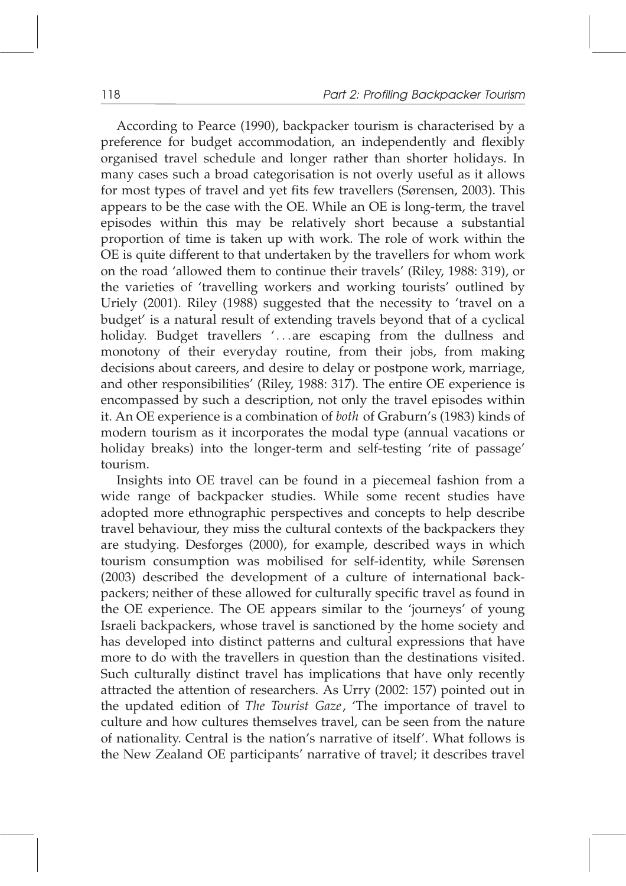According to Pearce (1990), backpacker tourism is characterised by a preference for budget accommodation, an independently and flexibly organised travel schedule and longer rather than shorter holidays. In many cases such a broad categorisation is not overly useful as it allows for most types of travel and yet fits few travellers (Sørensen, 2003). This appears to be the case with the OE. While an OE is long-term, the travel episodes within this may be relatively short because a substantial proportion of time is taken up with work. The role of work within the OE is quite different to that undertaken by the travellers for whom work on the road 'allowed them to continue their travels' (Riley, 1988: 319), or the varieties of 'travelling workers and working tourists' outlined by Uriely (2001). Riley (1988) suggested that the necessity to 'travel on a budget' is a natural result of extending travels beyond that of a cyclical holiday. Budget travellers '...are escaping from the dullness and monotony of their everyday routine, from their jobs, from making decisions about careers, and desire to delay or postpone work, marriage, and other responsibilities' (Riley, 1988: 317). The entire OE experience is encompassed by such a description, not only the travel episodes within it. An OE experience is a combination of *both* of Graburn's (1983) kinds of modern tourism as it incorporates the modal type (annual vacations or holiday breaks) into the longer-term and self-testing 'rite of passage' tourism.

Insights into OE travel can be found in a piecemeal fashion from a wide range of backpacker studies. While some recent studies have adopted more ethnographic perspectives and concepts to help describe travel behaviour, they miss the cultural contexts of the backpackers they are studying. Desforges (2000), for example, described ways in which tourism consumption was mobilised for self-identity, while Sørensen (2003) described the development of a culture of international backpackers; neither of these allowed for culturally specific travel as found in the OE experience. The OE appears similar to the 'journeys' of young Israeli backpackers, whose travel is sanctioned by the home society and has developed into distinct patterns and cultural expressions that have more to do with the travellers in question than the destinations visited. Such culturally distinct travel has implications that have only recently attracted the attention of researchers. As Urry (2002: 157) pointed out in the updated edition of *The Tourist Gaze*, 'The importance of travel to culture and how cultures themselves travel, can be seen from the nature of nationality. Central is the nation's narrative of itself'. What follows is the New Zealand OE participants' narrative of travel; it describes travel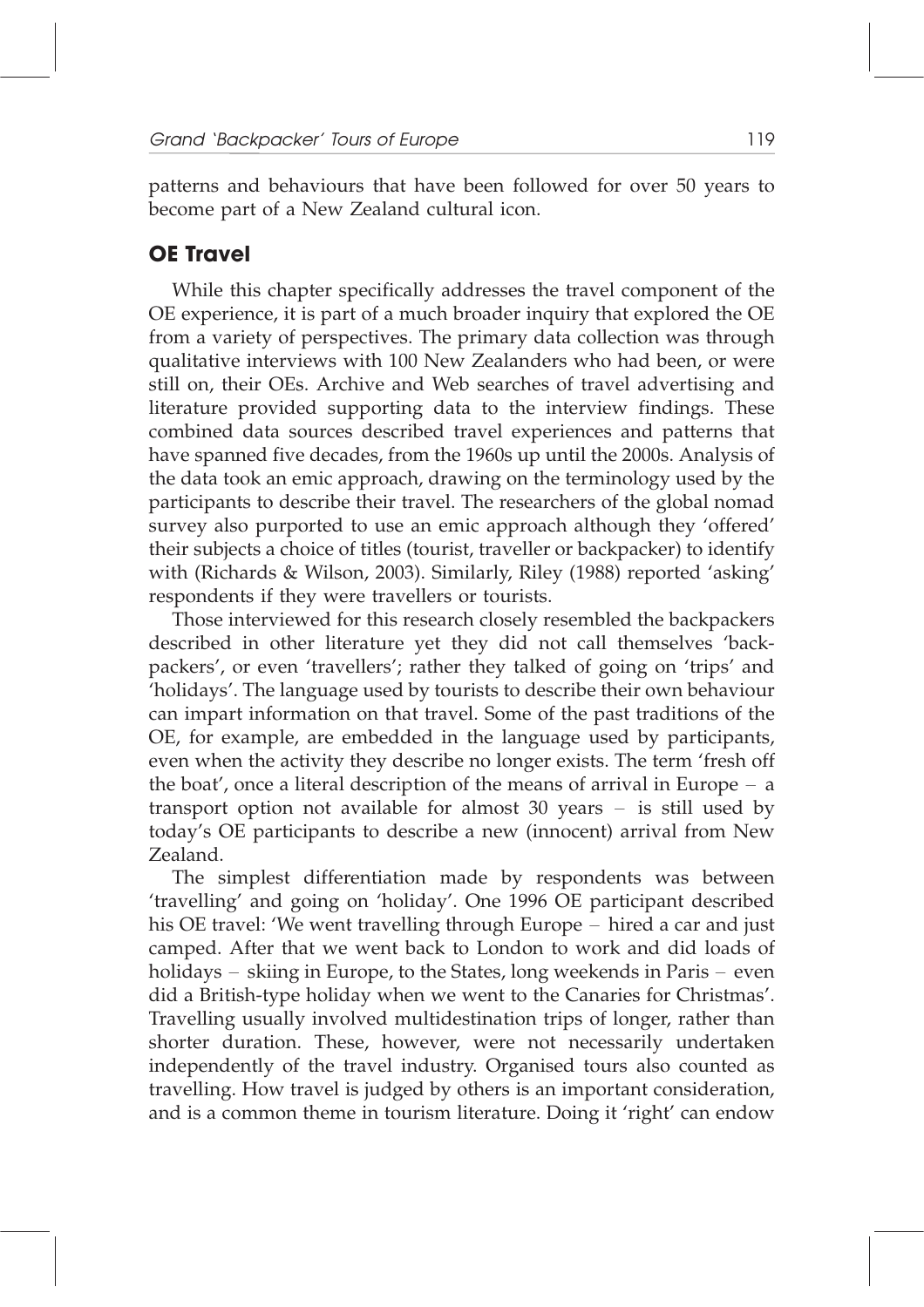patterns and behaviours that have been followed for over 50 years to become part of a New Zealand cultural icon.

## OE Travel

While this chapter specifically addresses the travel component of the OE experience, it is part of a much broader inquiry that explored the OE from a variety of perspectives. The primary data collection was through qualitative interviews with 100 New Zealanders who had been, or were still on, their OEs. Archive and Web searches of travel advertising and literature provided supporting data to the interview findings. These combined data sources described travel experiences and patterns that have spanned five decades, from the 1960s up until the 2000s. Analysis of the data took an emic approach, drawing on the terminology used by the participants to describe their travel. The researchers of the global nomad survey also purported to use an emic approach although they 'offered' their subjects a choice of titles (tourist, traveller or backpacker) to identify with (Richards & Wilson, 2003). Similarly, Riley (1988) reported 'asking' respondents if they were travellers or tourists.

Those interviewed for this research closely resembled the backpackers described in other literature yet they did not call themselves 'backpackers', or even 'travellers'; rather they talked of going on 'trips' and 'holidays'. The language used by tourists to describe their own behaviour can impart information on that travel. Some of the past traditions of the OE, for example, are embedded in the language used by participants, even when the activity they describe no longer exists. The term 'fresh off the boat', once a literal description of the means of arrival in Europe – a transport option not available for almost 30 years – is still used by today's OE participants to describe a new (innocent) arrival from New Zealand.

The simplest differentiation made by respondents was between 'travelling' and going on 'holiday'. One 1996 OE participant described his OE travel: 'We went travelling through Europe – hired a car and just camped. After that we went back to London to work and did loads of holidays – skiing in Europe, to the States, long weekends in Paris – even did a British-type holiday when we went to the Canaries for Christmas'. Travelling usually involved multidestination trips of longer, rather than shorter duration. These, however, were not necessarily undertaken independently of the travel industry. Organised tours also counted as travelling. How travel is judged by others is an important consideration, and is a common theme in tourism literature. Doing it 'right' can endow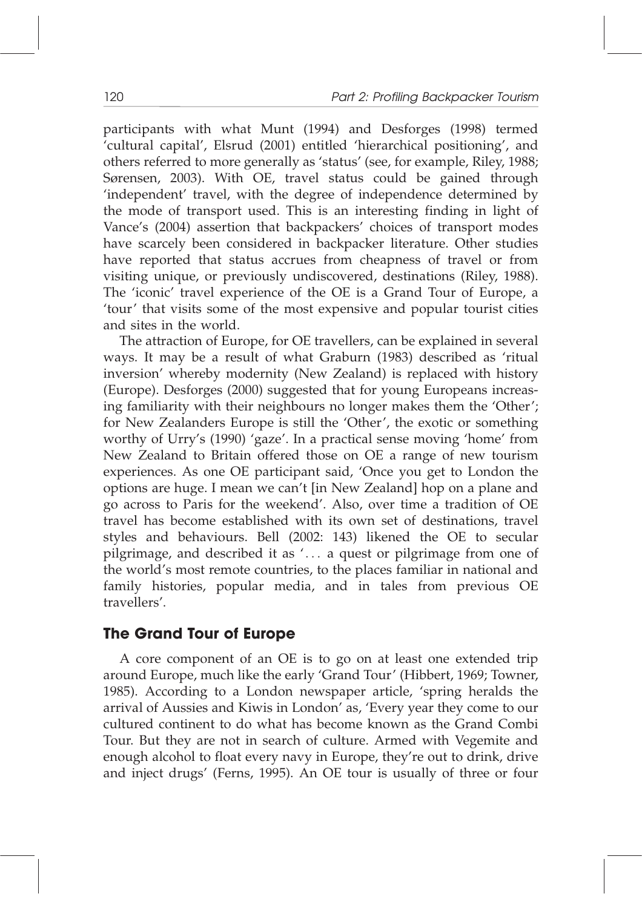participants with what Munt (1994) and Desforges (1998) termed 'cultural capital', Elsrud (2001) entitled 'hierarchical positioning', and others referred to more generally as 'status' (see, for example, Riley, 1988; Sørensen, 2003). With OE, travel status could be gained through 'independent' travel, with the degree of independence determined by the mode of transport used. This is an interesting finding in light of Vance's (2004) assertion that backpackers' choices of transport modes have scarcely been considered in backpacker literature. Other studies have reported that status accrues from cheapness of travel or from visiting unique, or previously undiscovered, destinations (Riley, 1988). The 'iconic' travel experience of the OE is a Grand Tour of Europe, a 'tour' that visits some of the most expensive and popular tourist cities and sites in the world.

The attraction of Europe, for OE travellers, can be explained in several ways. It may be a result of what Graburn (1983) described as 'ritual inversion' whereby modernity (New Zealand) is replaced with history (Europe). Desforges (2000) suggested that for young Europeans increasing familiarity with their neighbours no longer makes them the 'Other'; for New Zealanders Europe is still the 'Other', the exotic or something worthy of Urry's (1990) 'gaze'. In a practical sense moving 'home' from New Zealand to Britain offered those on OE a range of new tourism experiences. As one OE participant said, 'Once you get to London the options are huge. I mean we can't [in New Zealand] hop on a plane and go across to Paris for the weekend'. Also, over time a tradition of OE travel has become established with its own set of destinations, travel styles and behaviours. Bell (2002: 143) likened the OE to secular pilgrimage, and described it as '... a quest or pilgrimage from one of the world's most remote countries, to the places familiar in national and family histories, popular media, and in tales from previous OE travellers'.

## The Grand Tour of Europe

A core component of an OE is to go on at least one extended trip around Europe, much like the early 'Grand Tour' (Hibbert, 1969; Towner, 1985). According to a London newspaper article, 'spring heralds the arrival of Aussies and Kiwis in London' as, 'Every year they come to our cultured continent to do what has become known as the Grand Combi Tour. But they are not in search of culture. Armed with Vegemite and enough alcohol to float every navy in Europe, they're out to drink, drive and inject drugs' (Ferns, 1995). An OE tour is usually of three or four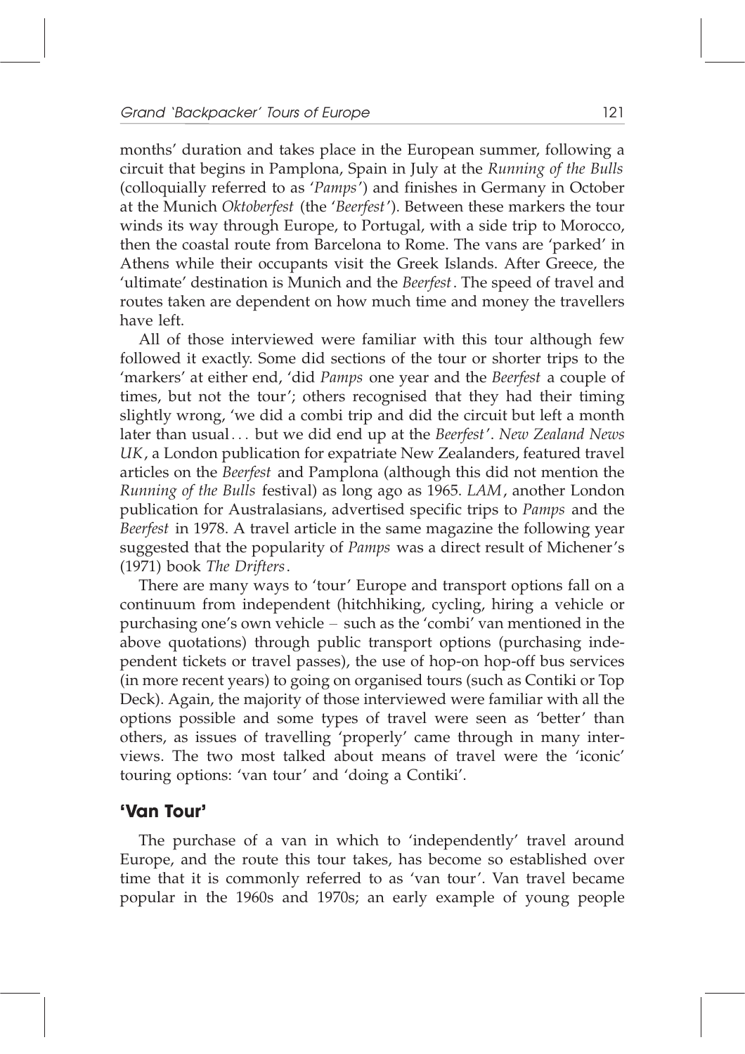months' duration and takes place in the European summer, following a circuit that begins in Pamplona, Spain in July at the *Running of the Bulls* (colloquially referred to as '*Pamps*') and finishes in Germany in October at the Munich *Oktoberfest* (the '*Beerfest*'). Between these markers the tour winds its way through Europe, to Portugal, with a side trip to Morocco, then the coastal route from Barcelona to Rome. The vans are 'parked' in Athens while their occupants visit the Greek Islands. After Greece, the 'ultimate' destination is Munich and the *Beerfest*. The speed of travel and routes taken are dependent on how much time and money the travellers have left.

All of those interviewed were familiar with this tour although few followed it exactly. Some did sections of the tour or shorter trips to the 'markers' at either end, 'did *Pamps* one year and the *Beerfest* a couple of times, but not the tour'; others recognised that they had their timing slightly wrong, 'we did a combi trip and did the circuit but left a month later than usual... but we did end up at the *Beerfest*'. *New Zealand News UK*, a London publication for expatriate New Zealanders, featured travel articles on the *Beerfest* and Pamplona (although this did not mention the *Running of the Bulls* festival) as long ago as 1965. *LAM*, another London publication for Australasians, advertised specific trips to *Pamps* and the *Beerfest* in 1978. A travel article in the same magazine the following year suggested that the popularity of *Pamps* was a direct result of Michener's (1971) book *The Drifters*.

There are many ways to 'tour' Europe and transport options fall on a continuum from independent (hitchhiking, cycling, hiring a vehicle or purchasing one's own vehicle – such as the 'combi' van mentioned in the above quotations) through public transport options (purchasing independent tickets or travel passes), the use of hop-on hop-off bus services (in more recent years) to going on organised tours (such as Contiki or Top Deck). Again, the majority of those interviewed were familiar with all the options possible and some types of travel were seen as 'better' than others, as issues of travelling 'properly' came through in many interviews. The two most talked about means of travel were the 'iconic' touring options: 'van tour' and 'doing a Contiki'.

## 'Van Tour'

The purchase of a van in which to 'independently' travel around Europe, and the route this tour takes, has become so established over time that it is commonly referred to as 'van tour'. Van travel became popular in the 1960s and 1970s; an early example of young people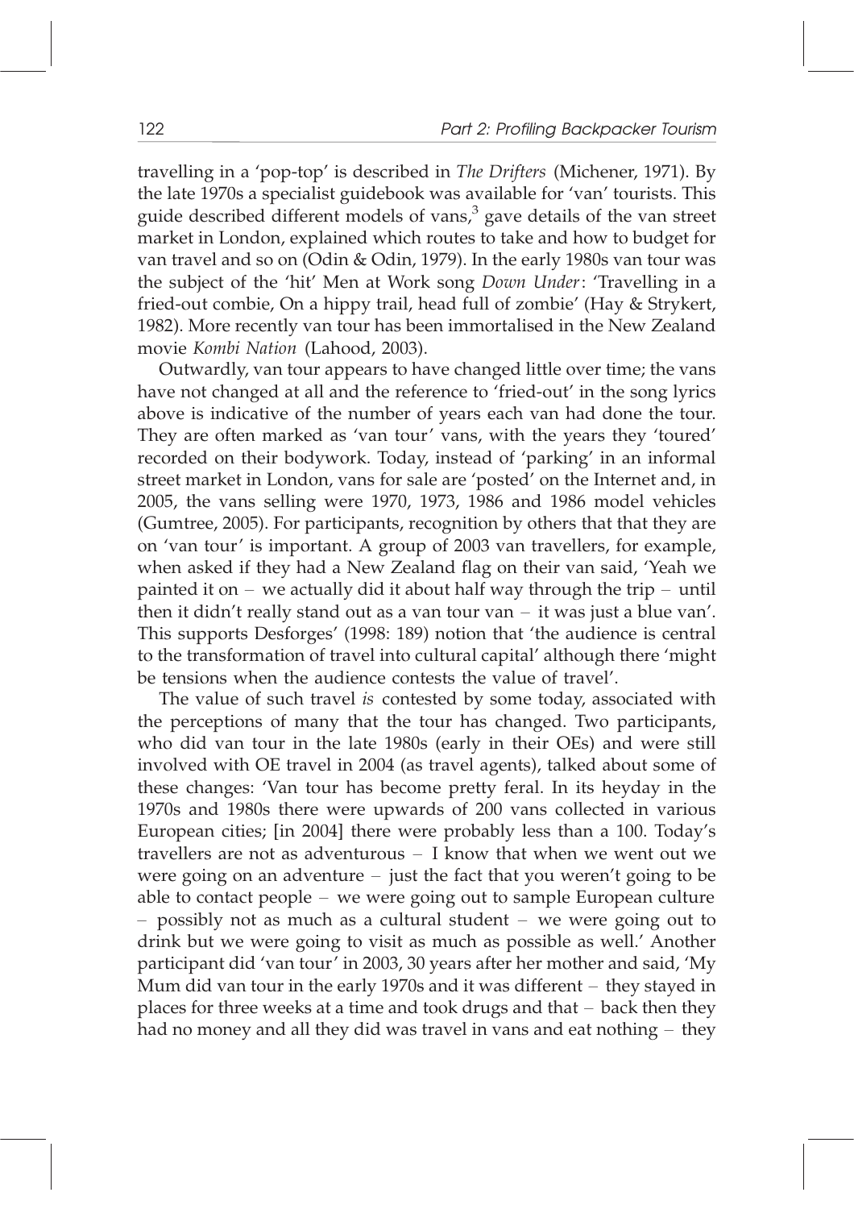travelling in a 'pop-top' is described in *The Drifters* (Michener, 1971). By the late 1970s a specialist guidebook was available for 'van' tourists. This guide described different models of vans,[3] gave details of the van street market in London, explained which routes to take and how to budget for van travel and so on (Odin & Odin, 1979). In the early 1980s van tour was the subject of the 'hit' Men at Work song *Down Under*: 'Travelling in a fried-out combie, On a hippy trail, head full of zombie' (Hay & Strykert, 1982). More recently van tour has been immortalised in the New Zealand movie *Kombi Nation* (Lahood, 2003).

Outwardly, van tour appears to have changed little over time; the vans have not changed at all and the reference to 'fried-out' in the song lyrics above is indicative of the number of years each van had done the tour. They are often marked as 'van tour' vans, with the years they 'toured' recorded on their bodywork. Today, instead of 'parking' in an informal street market in London, vans for sale are 'posted' on the Internet and, in 2005, the vans selling were 1970, 1973, 1986 and 1986 model vehicles (Gumtree, 2005). For participants, recognition by others that that they are on 'van tour' is important. A group of 2003 van travellers, for example, when asked if they had a New Zealand flag on their van said, 'Yeah we painted it on – we actually did it about half way through the trip – until then it didn't really stand out as a van tour van – it was just a blue van'. This supports Desforges' (1998: 189) notion that 'the audience is central to the transformation of travel into cultural capital' although there 'might be tensions when the audience contests the value of travel'.

The value of such travel *is* contested by some today, associated with the perceptions of many that the tour has changed. Two participants, who did van tour in the late 1980s (early in their OEs) and were still involved with OE travel in 2004 (as travel agents), talked about some of these changes: 'Van tour has become pretty feral. In its heyday in the 1970s and 1980s there were upwards of 200 vans collected in various European cities; [in 2004] there were probably less than a 100. Today's travellers are not as adventurous – I know that when we went out we were going on an adventure – just the fact that you weren't going to be able to contact people – we were going out to sample European culture – possibly not as much as a cultural student – we were going out to drink but we were going to visit as much as possible as well.' Another participant did 'van tour' in 2003, 30 years after her mother and said, 'My Mum did van tour in the early 1970s and it was different – they stayed in places for three weeks at a time and took drugs and that – back then they had no money and all they did was travel in vans and eat nothing – they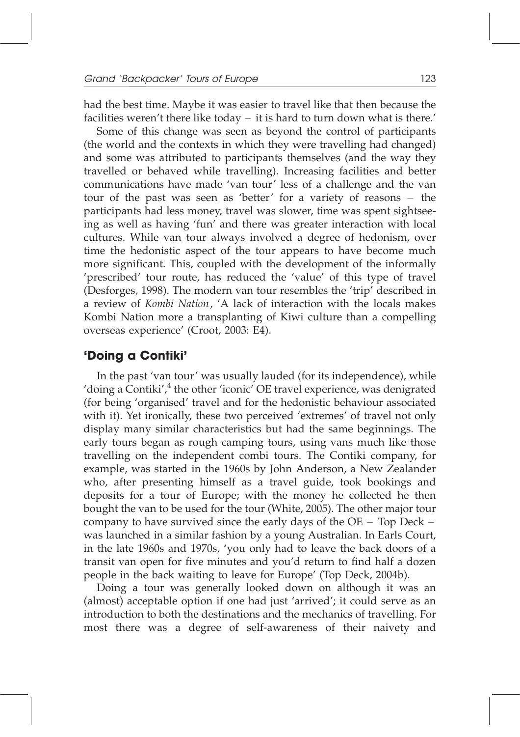had the best time. Maybe it was easier to travel like that then because the facilities weren't there like today – it is hard to turn down what is there.'

Some of this change was seen as beyond the control of participants (the world and the contexts in which they were travelling had changed) and some was attributed to participants themselves (and the way they travelled or behaved while travelling). Increasing facilities and better communications have made 'van tour' less of a challenge and the van tour of the past was seen as 'better' for a variety of reasons – the participants had less money, travel was slower, time was spent sightseeing as well as having 'fun' and there was greater interaction with local cultures. While van tour always involved a degree of hedonism, over time the hedonistic aspect of the tour appears to have become much more significant. This, coupled with the development of the informally 'prescribed' tour route, has reduced the 'value' of this type of travel (Desforges, 1998). The modern van tour resembles the 'trip' described in a review of *Kombi Nation*, 'A lack of interaction with the locals makes Kombi Nation more a transplanting of Kiwi culture than a compelling overseas experience' (Croot, 2003: E4).

## 'Doing a Contiki'

In the past 'van tour' was usually lauded (for its independence), while 'doing a Contiki',[4] the other 'iconic' OE travel experience, was denigrated (for being 'organised' travel and for the hedonistic behaviour associated with it). Yet ironically, these two perceived 'extremes' of travel not only display many similar characteristics but had the same beginnings. The early tours began as rough camping tours, using vans much like those travelling on the independent combi tours. The Contiki company, for example, was started in the 1960s by John Anderson, a New Zealander who, after presenting himself as a travel guide, took bookings and deposits for a tour of Europe; with the money he collected he then bought the van to be used for the tour (White, 2005). The other major tour company to have survived since the early days of the OE – Top Deck – was launched in a similar fashion by a young Australian. In Earls Court, in the late 1960s and 1970s, 'you only had to leave the back doors of a transit van open for five minutes and you'd return to find half a dozen people in the back waiting to leave for Europe' (Top Deck, 2004b).

Doing a tour was generally looked down on although it was an (almost) acceptable option if one had just 'arrived'; it could serve as an introduction to both the destinations and the mechanics of travelling. For most there was a degree of self-awareness of their naivety and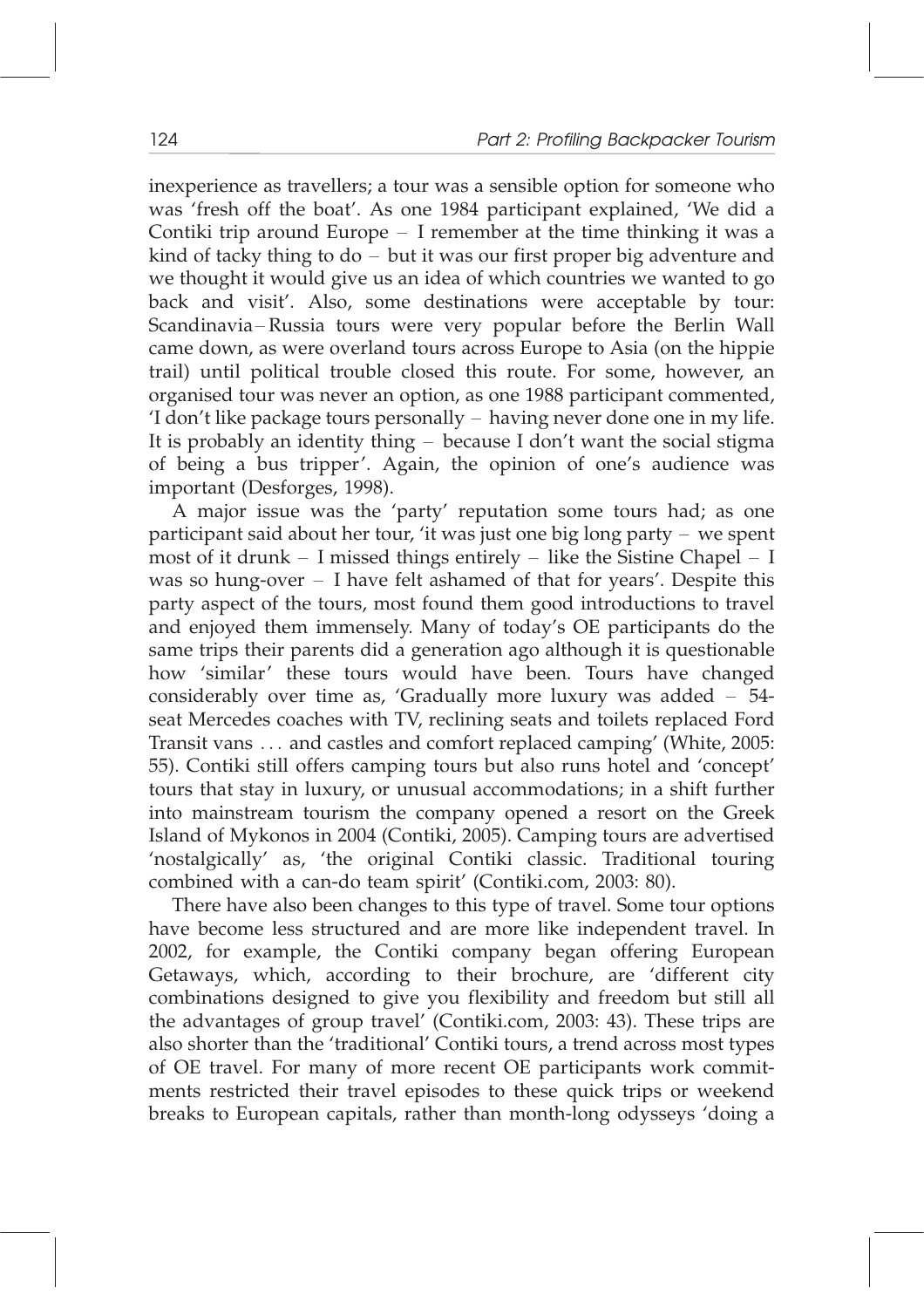inexperience as travellers; a tour was a sensible option for someone who was 'fresh off the boat'. As one 1984 participant explained, 'We did a Contiki trip around Europe – I remember at the time thinking it was a kind of tacky thing to do – but it was our first proper big adventure and we thought it would give us an idea of which countries we wanted to go back and visit'. Also, some destinations were acceptable by tour: Scandinavia–Russia tours were very popular before the Berlin Wall came down, as were overland tours across Europe to Asia (on the hippie trail) until political trouble closed this route. For some, however, an organised tour was never an option, as one 1988 participant commented, 'I don't like package tours personally – having never done one in my life. It is probably an identity thing – because I don't want the social stigma of being a bus tripper'. Again, the opinion of one's audience was important (Desforges, 1998).

A major issue was the 'party' reputation some tours had; as one participant said about her tour, 'it was just one big long party – we spent most of it drunk – I missed things entirely – like the Sistine Chapel – I was so hung-over – I have felt ashamed of that for years'. Despite this party aspect of the tours, most found them good introductions to travel and enjoyed them immensely. Many of today's OE participants do the same trips their parents did a generation ago although it is questionable how 'similar' these tours would have been. Tours have changed considerably over time as, 'Gradually more luxury was added – 54-seat Mercedes coaches with TV, reclining seats and toilets replaced Ford Transit vans ... and castles and comfort replaced camping' (White, 2005: 55). Contiki still offers camping tours but also runs hotel and 'concept' tours that stay in luxury, or unusual accommodations; in a shift further into mainstream tourism the company opened a resort on the Greek Island of Mykonos in 2004 (Contiki, 2005). Camping tours are advertised 'nostalgically' as, 'the original Contiki classic. Traditional touring combined with a can-do team spirit' (Contiki.com, 2003: 80).

There have also been changes to this type of travel. Some tour options have become less structured and are more like independent travel. In 2002, for example, the Contiki company began offering European Getaways, which, according to their brochure, are 'different city combinations designed to give you flexibility and freedom but still all the advantages of group travel' (Contiki.com, 2003: 43). These trips are also shorter than the 'traditional' Contiki tours, a trend across most types of OE travel. For many of more recent OE participants work commitments restricted their travel episodes to these quick trips or weekend breaks to European capitals, rather than month-long odysseys 'doing a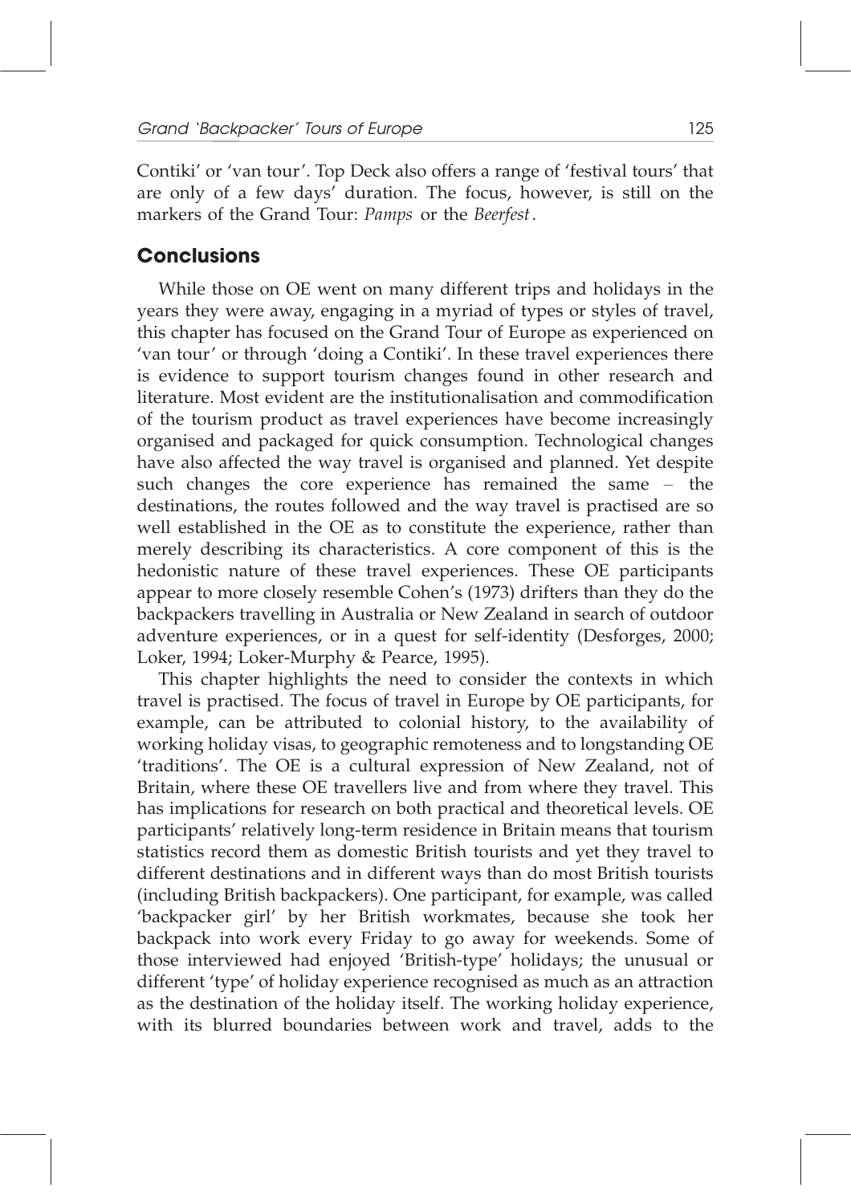Contiki' or 'van tour'. Top Deck also offers a range of 'festival tours' that are only of a few days' duration. The focus, however, is still on the markers of the Grand Tour: *Pamps* or the *Beerfest*.

## Conclusions

While those on OE went on many different trips and holidays in the years they were away, engaging in a myriad of types or styles of travel, this chapter has focused on the Grand Tour of Europe as experienced on 'van tour' or through 'doing a Contiki'. In these travel experiences there is evidence to support tourism changes found in other research and literature. Most evident are the institutionalisation and commodification of the tourism product as travel experiences have become increasingly organised and packaged for quick consumption. Technological changes have also affected the way travel is organised and planned. Yet despite such changes the core experience has remained the same – the destinations, the routes followed and the way travel is practised are so well established in the OE as to constitute the experience, rather than merely describing its characteristics. A core component of this is the hedonistic nature of these travel experiences. These OE participants appear to more closely resemble Cohen's (1973) drifters than they do the backpackers travelling in Australia or New Zealand in search of outdoor adventure experiences, or in a quest for self-identity (Desforges, 2000; Loker, 1994; Loker-Murphy & Pearce, 1995).

This chapter highlights the need to consider the contexts in which travel is practised. The focus of travel in Europe by OE participants, for example, can be attributed to colonial history, to the availability of working holiday visas, to geographic remoteness and to longstanding OE 'traditions'. The OE is a cultural expression of New Zealand, not of Britain, where these OE travellers live and from where they travel. This has implications for research on both practical and theoretical levels. OE participants' relatively long-term residence in Britain means that tourism statistics record them as domestic British tourists and yet they travel to different destinations and in different ways than do most British tourists (including British backpackers). One participant, for example, was called 'backpacker girl' by her British workmates, because she took her backpack into work every Friday to go away for weekends. Some of those interviewed had enjoyed 'British-type' holidays; the unusual or different 'type' of holiday experience recognised as much as an attraction as the destination of the holiday itself. The working holiday experience, with its blurred boundaries between work and travel, adds to the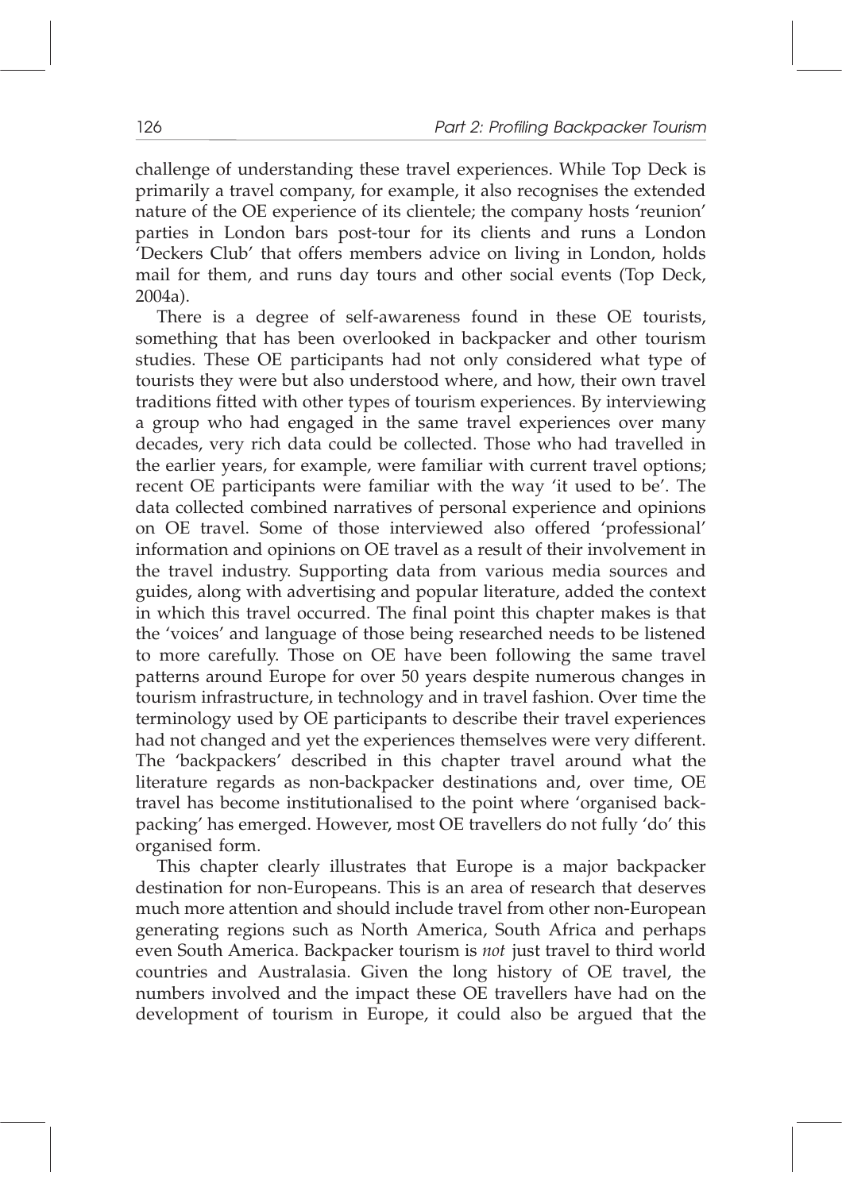challenge of understanding these travel experiences. While Top Deck is primarily a travel company, for example, it also recognises the extended nature of the OE experience of its clientele; the company hosts 'reunion' parties in London bars post-tour for its clients and runs a London 'Deckers Club' that offers members advice on living in London, holds mail for them, and runs day tours and other social events (Top Deck, 2004a).

There is a degree of self-awareness found in these OE tourists, something that has been overlooked in backpacker and other tourism studies. These OE participants had not only considered what type of tourists they were but also understood where, and how, their own travel traditions fitted with other types of tourism experiences. By interviewing a group who had engaged in the same travel experiences over many decades, very rich data could be collected. Those who had travelled in the earlier years, for example, were familiar with current travel options; recent OE participants were familiar with the way 'it used to be'. The data collected combined narratives of personal experience and opinions on OE travel. Some of those interviewed also offered 'professional' information and opinions on OE travel as a result of their involvement in the travel industry. Supporting data from various media sources and guides, along with advertising and popular literature, added the context in which this travel occurred. The final point this chapter makes is that the 'voices' and language of those being researched needs to be listened to more carefully. Those on OE have been following the same travel patterns around Europe for over 50 years despite numerous changes in tourism infrastructure, in technology and in travel fashion. Over time the terminology used by OE participants to describe their travel experiences had not changed and yet the experiences themselves were very different. The 'backpackers' described in this chapter travel around what the literature regards as non-backpacker destinations and, over time, OE travel has become institutionalised to the point where 'organised backpacking' has emerged. However, most OE travellers do not fully 'do' this organised form.

This chapter clearly illustrates that Europe is a major backpacker destination for non-Europeans. This is an area of research that deserves much more attention and should include travel from other non-European generating regions such as North America, South Africa and perhaps even South America. Backpacker tourism is *not* just travel to third world countries and Australasia. Given the long history of OE travel, the numbers involved and the impact these OE travellers have had on the development of tourism in Europe, it could also be argued that the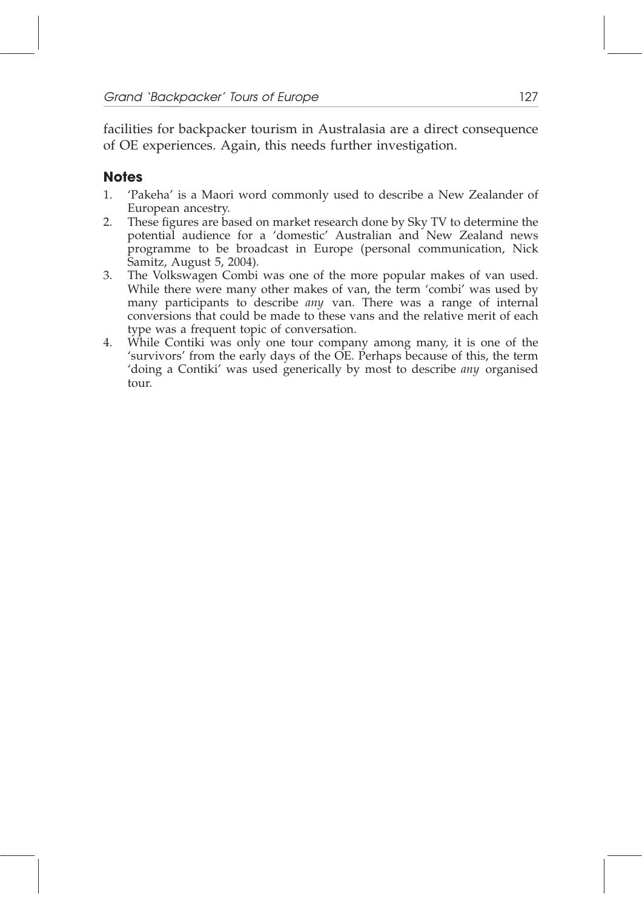facilities for backpacker tourism in Australasia are a direct consequence of OE experiences. Again, this needs further investigation.

## Notes

1. 'Pakeha' is a Maori word commonly used to describe a New Zealander of European ancestry.
2. These figures are based on market research done by Sky TV to determine the potential audience for a 'domestic' Australian and New Zealand news programme to be broadcast in Europe (personal communication, Nick Samitz, August 5, 2004).
3. The Volkswagen Combi was one of the more popular makes of van used. While there were many other makes of van, the term 'combi' was used by many participants to describe *any* van. There was a range of internal conversions that could be made to these vans and the relative merit of each type was a frequent topic of conversation.
4. While Contiki was only one tour company among many, it is one of the 'survivors' from the early days of the OE. Perhaps because of this, the term 'doing a Contiki' was used generically by most to describe *any* organised tour.